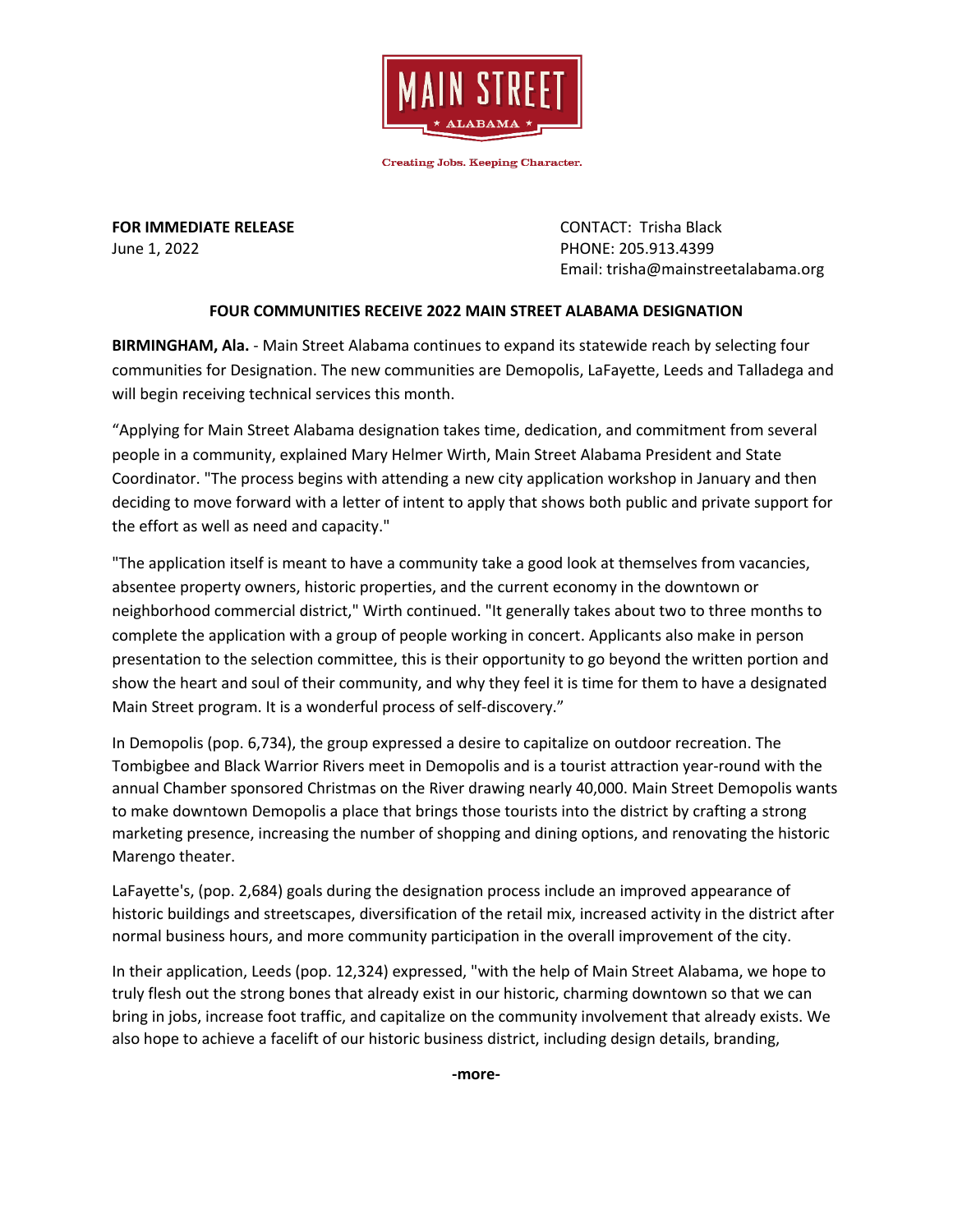MAIN STREET
★ ALABAMA ★

Creating Jobs. Keeping Character.

**FOR IMMEDIATE RELEASE**
June 1, 2022

CONTACT: Trisha Black
PHONE: 205.913.4399
Email: trisha@mainstreetalabama.org

## FOUR COMMUNITIES RECEIVE 2022 MAIN STREET ALABAMA DESIGNATION

**BIRMINGHAM, Ala.** - Main Street Alabama continues to expand its statewide reach by selecting four communities for Designation. The new communities are Demopolis, LaFayette, Leeds and Talladega and will begin receiving technical services this month.

"Applying for Main Street Alabama designation takes time, dedication, and commitment from several people in a community, explained Mary Helmer Wirth, Main Street Alabama President and State Coordinator. "The process begins with attending a new city application workshop in January and then deciding to move forward with a letter of intent to apply that shows both public and private support for the effort as well as need and capacity."

"The application itself is meant to have a community take a good look at themselves from vacancies, absentee property owners, historic properties, and the current economy in the downtown or neighborhood commercial district," Wirth continued. "It generally takes about two to three months to complete the application with a group of people working in concert. Applicants also make in person presentation to the selection committee, this is their opportunity to go beyond the written portion and show the heart and soul of their community, and why they feel it is time for them to have a designated Main Street program. It is a wonderful process of self-discovery."

In Demopolis (pop. 6,734), the group expressed a desire to capitalize on outdoor recreation. The Tombigbee and Black Warrior Rivers meet in Demopolis and is a tourist attraction year-round with the annual Chamber sponsored Christmas on the River drawing nearly 40,000. Main Street Demopolis wants to make downtown Demopolis a place that brings those tourists into the district by crafting a strong marketing presence, increasing the number of shopping and dining options, and renovating the historic Marengo theater.

LaFayette's, (pop. 2,684) goals during the designation process include an improved appearance of historic buildings and streetscapes, diversification of the retail mix, increased activity in the district after normal business hours, and more community participation in the overall improvement of the city.

In their application, Leeds (pop. 12,324) expressed, "with the help of Main Street Alabama, we hope to truly flesh out the strong bones that already exist in our historic, charming downtown so that we can bring in jobs, increase foot traffic, and capitalize on the community involvement that already exists. We also hope to achieve a facelift of our historic business district, including design details, branding,

**-more-**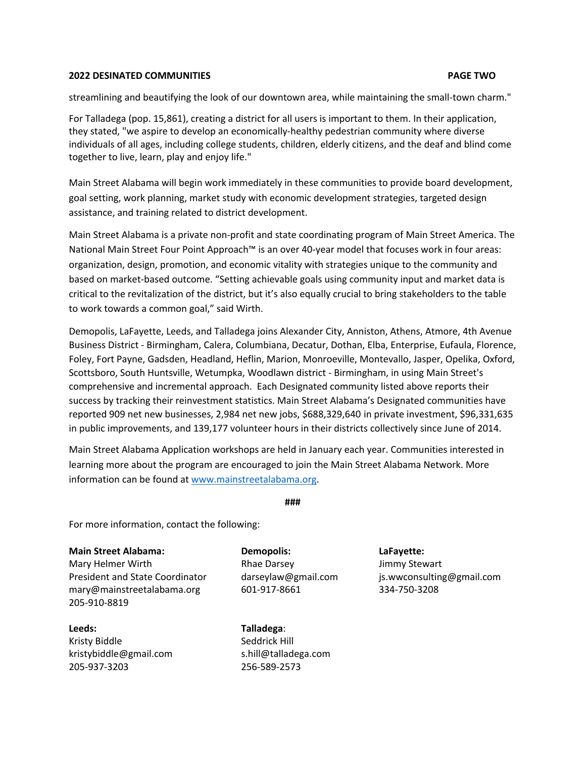streamlining and beautifying the look of our downtown area, while maintaining the small-town charm."

For Talladega (pop. 15,861), creating a district for all users is important to them. In their application, they stated, "we aspire to develop an economically-healthy pedestrian community where diverse individuals of all ages, including college students, children, elderly citizens, and the deaf and blind come together to live, learn, play and enjoy life."

Main Street Alabama will begin work immediately in these communities to provide board development, goal setting, work planning, market study with economic development strategies, targeted design assistance, and training related to district development.

Main Street Alabama is a private non-profit and state coordinating program of Main Street America. The National Main Street Four Point Approach™ is an over 40-year model that focuses work in four areas: organization, design, promotion, and economic vitality with strategies unique to the community and based on market-based outcome. "Setting achievable goals using community input and market data is critical to the revitalization of the district, but it's also equally crucial to bring stakeholders to the table to work towards a common goal," said Wirth.

Demopolis, LaFayette, Leeds, and Talladega joins Alexander City, Anniston, Athens, Atmore, 4th Avenue Business District - Birmingham, Calera, Columbiana, Decatur, Dothan, Elba, Enterprise, Eufaula, Florence, Foley, Fort Payne, Gadsden, Headland, Heflin, Marion, Monroeville, Montevallo, Jasper, Opelika, Oxford, Scottsboro, South Huntsville, Wetumpka, Woodlawn district - Birmingham, in using Main Street's comprehensive and incremental approach. Each Designated community listed above reports their success by tracking their reinvestment statistics. Main Street Alabama's Designated communities have reported 909 net new businesses, 2,984 net new jobs, $688,329,640 in private investment, $96,331,635 in public improvements, and 139,177 volunteer hours in their districts collectively since June of 2014.

Main Street Alabama Application workshops are held in January each year. Communities interested in learning more about the program are encouraged to join the Main Street Alabama Network. More information can be found at [www.mainstreetalabama.org](http://www.mainstreetalabama.org).

**###**

For more information, contact the following:

**Main Street Alabama:**
Mary Helmer Wirth
President and State Coordinator
mary@mainstreetalabama.org
205-910-8819

**Demopolis:**
Rhae Darsey
darseylaw@gmail.com
601-917-8661

**LaFayette:**
Jimmy Stewart
js.wwconsulting@gmail.com
334-750-3208

**Leeds:**
Kristy Biddle
kristybiddle@gmail.com
205-937-3203

**Talladega**:
Seddrick Hill
s.hill@talladega.com
256-589-2573